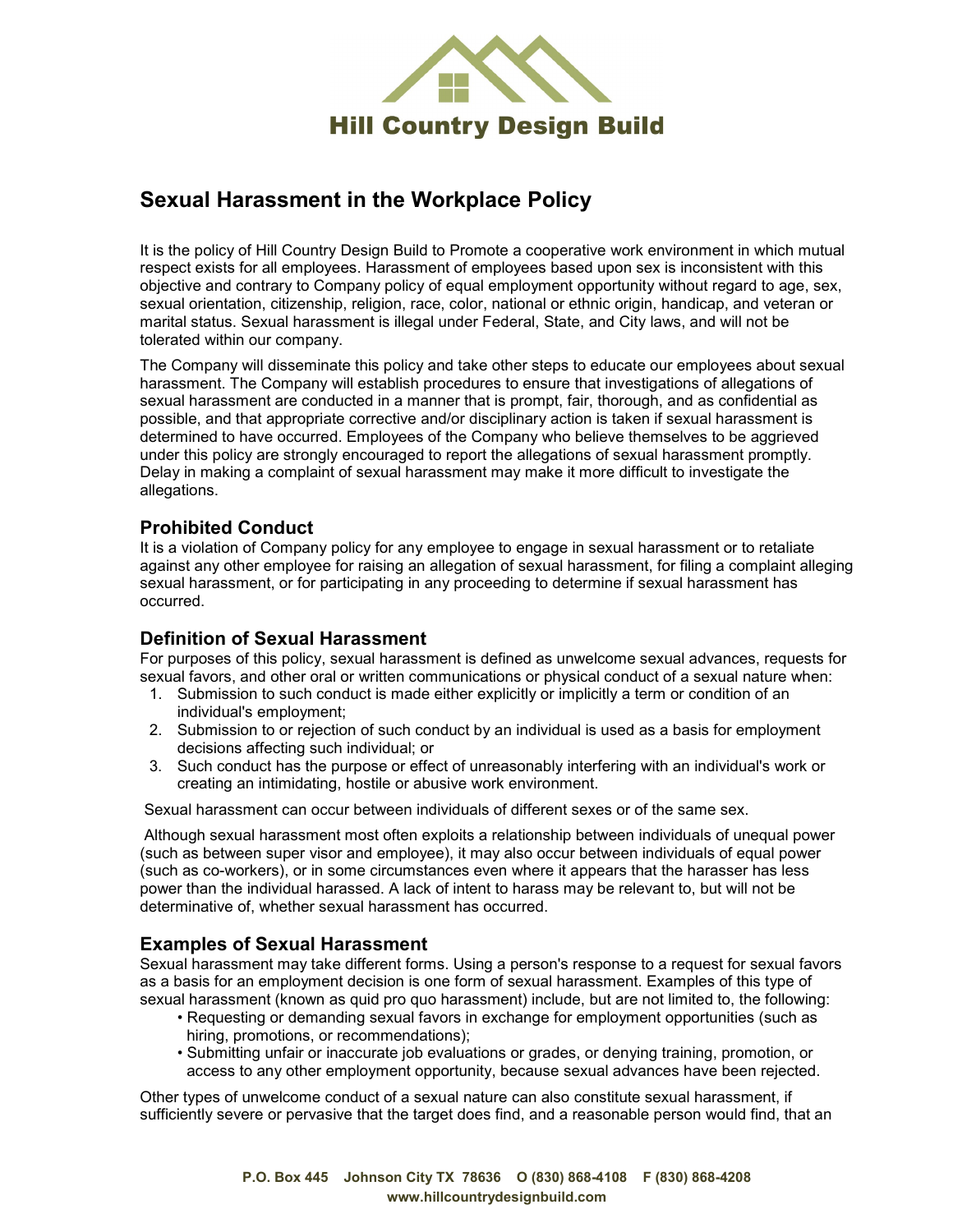# Hill Country Design Build

## Sexual Harassment in the Workplace Policy

It is the policy of Hill Country Design Build to Promote a cooperative work environment in which mutual respect exists for all employees. Harassment of employees based upon sex is inconsistent with this objective and contrary to Company policy of equal employment opportunity without regard to age, sex, sexual orientation, citizenship, religion, race, color, national or ethnic origin, handicap, and veteran or marital status. Sexual harassment is illegal under Federal, State, and City laws, and will not be tolerated within our company.

The Company will disseminate this policy and take other steps to educate our employees about sexual harassment. The Company will establish procedures to ensure that investigations of allegations of sexual harassment are conducted in a manner that is prompt, fair, thorough, and as confidential as possible, and that appropriate corrective and/or disciplinary action is taken if sexual harassment is determined to have occurred. Employees of the Company who believe themselves to be aggrieved under this policy are strongly encouraged to report the allegations of sexual harassment promptly. Delay in making a complaint of sexual harassment may make it more difficult to investigate the allegations.

### Prohibited Conduct

It is a violation of Company policy for any employee to engage in sexual harassment or to retaliate against any other employee for raising an allegation of sexual harassment, for filing a complaint alleging sexual harassment, or for participating in any proceeding to determine if sexual harassment has occurred.

### Definition of Sexual Harassment

For purposes of this policy, sexual harassment is defined as unwelcome sexual advances, requests for sexual favors, and other oral or written communications or physical conduct of a sexual nature when:

1. Submission to such conduct is made either explicitly or implicitly a term or condition of an individual's employment;
2. Submission to or rejection of such conduct by an individual is used as a basis for employment decisions affecting such individual; or
3. Such conduct has the purpose or effect of unreasonably interfering with an individual's work or creating an intimidating, hostile or abusive work environment.

Sexual harassment can occur between individuals of different sexes or of the same sex.

Although sexual harassment most often exploits a relationship between individuals of unequal power (such as between super visor and employee), it may also occur between individuals of equal power (such as co-workers), or in some circumstances even where it appears that the harasser has less power than the individual harassed. A lack of intent to harass may be relevant to, but will not be determinative of, whether sexual harassment has occurred.

### Examples of Sexual Harassment

Sexual harassment may take different forms. Using a person's response to a request for sexual favors as a basis for an employment decision is one form of sexual harassment. Examples of this type of sexual harassment (known as quid pro quo harassment) include, but are not limited to, the following:

- Requesting or demanding sexual favors in exchange for employment opportunities (such as hiring, promotions, or recommendations);
- Submitting unfair or inaccurate job evaluations or grades, or denying training, promotion, or access to any other employment opportunity, because sexual advances have been rejected.

Other types of unwelcome conduct of a sexual nature can also constitute sexual harassment, if sufficiently severe or pervasive that the target does find, and a reasonable person would find, that an

P.O. Box 445 Johnson City TX 78636 O (830) 868-4108 F (830) 868-4208
www.hillcountrydesignbuild.com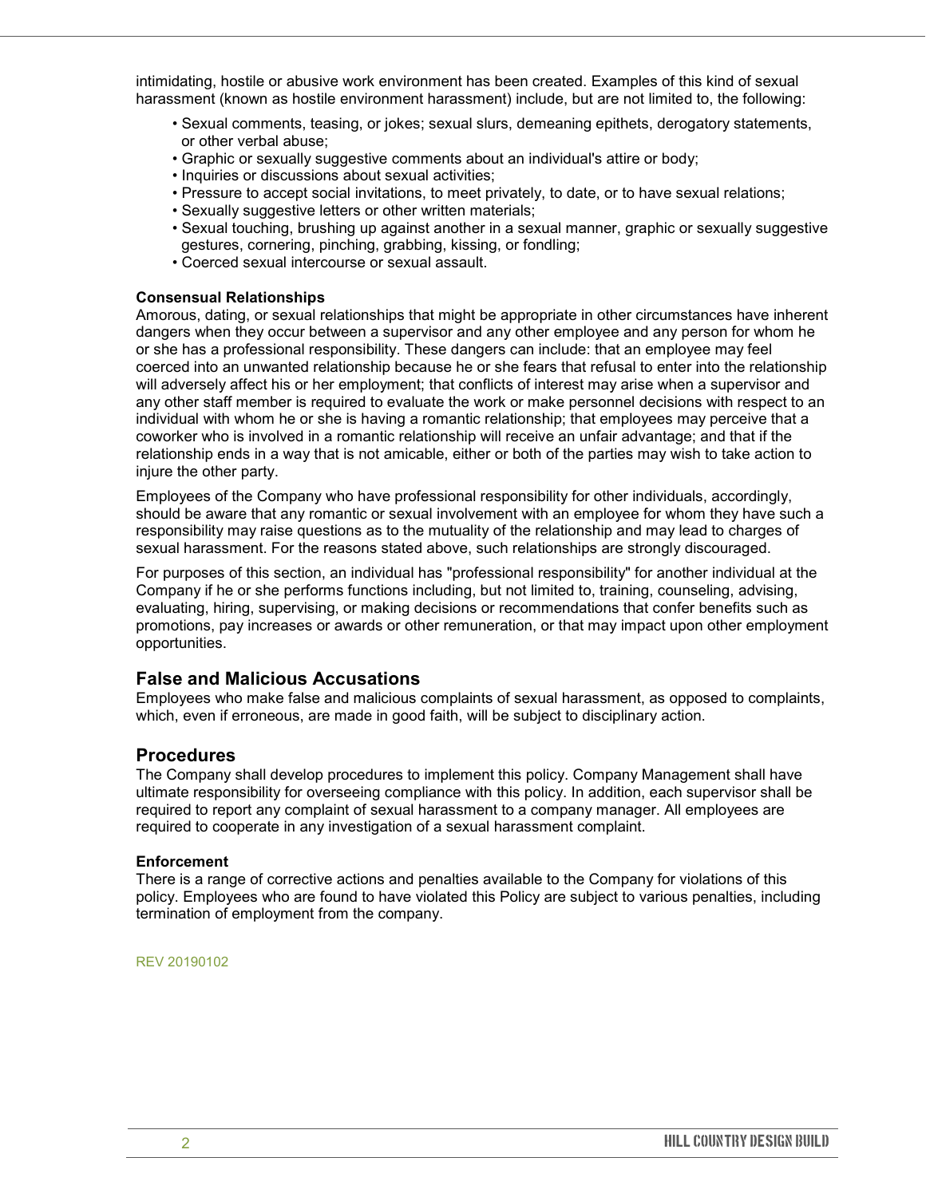intimidating, hostile or abusive work environment has been created. Examples of this kind of sexual harassment (known as hostile environment harassment) include, but are not limited to, the following:

- Sexual comments, teasing, or jokes; sexual slurs, demeaning epithets, derogatory statements, or other verbal abuse;
- Graphic or sexually suggestive comments about an individual's attire or body;
- Inquiries or discussions about sexual activities;
- Pressure to accept social invitations, to meet privately, to date, or to have sexual relations;
- Sexually suggestive letters or other written materials;
- Sexual touching, brushing up against another in a sexual manner, graphic or sexually suggestive gestures, cornering, pinching, grabbing, kissing, or fondling;
- Coerced sexual intercourse or sexual assault.

**Consensual Relationships**

Amorous, dating, or sexual relationships that might be appropriate in other circumstances have inherent dangers when they occur between a supervisor and any other employee and any person for whom he or she has a professional responsibility. These dangers can include: that an employee may feel coerced into an unwanted relationship because he or she fears that refusal to enter into the relationship will adversely affect his or her employment; that conflicts of interest may arise when a supervisor and any other staff member is required to evaluate the work or make personnel decisions with respect to an individual with whom he or she is having a romantic relationship; that employees may perceive that a coworker who is involved in a romantic relationship will receive an unfair advantage; and that if the relationship ends in a way that is not amicable, either or both of the parties may wish to take action to injure the other party.

Employees of the Company who have professional responsibility for other individuals, accordingly, should be aware that any romantic or sexual involvement with an employee for whom they have such a responsibility may raise questions as to the mutuality of the relationship and may lead to charges of sexual harassment. For the reasons stated above, such relationships are strongly discouraged.

For purposes of this section, an individual has "professional responsibility" for another individual at the Company if he or she performs functions including, but not limited to, training, counseling, advising, evaluating, hiring, supervising, or making decisions or recommendations that confer benefits such as promotions, pay increases or awards or other remuneration, or that may impact upon other employment opportunities.

## False and Malicious Accusations

Employees who make false and malicious complaints of sexual harassment, as opposed to complaints, which, even if erroneous, are made in good faith, will be subject to disciplinary action.

## Procedures

The Company shall develop procedures to implement this policy. Company Management shall have ultimate responsibility for overseeing compliance with this policy. In addition, each supervisor shall be required to report any complaint of sexual harassment to a company manager. All employees are required to cooperate in any investigation of a sexual harassment complaint.

**Enforcement**

There is a range of corrective actions and penalties available to the Company for violations of this policy. Employees who are found to have violated this Policy are subject to various penalties, including termination of employment from the company.

REV 20190102